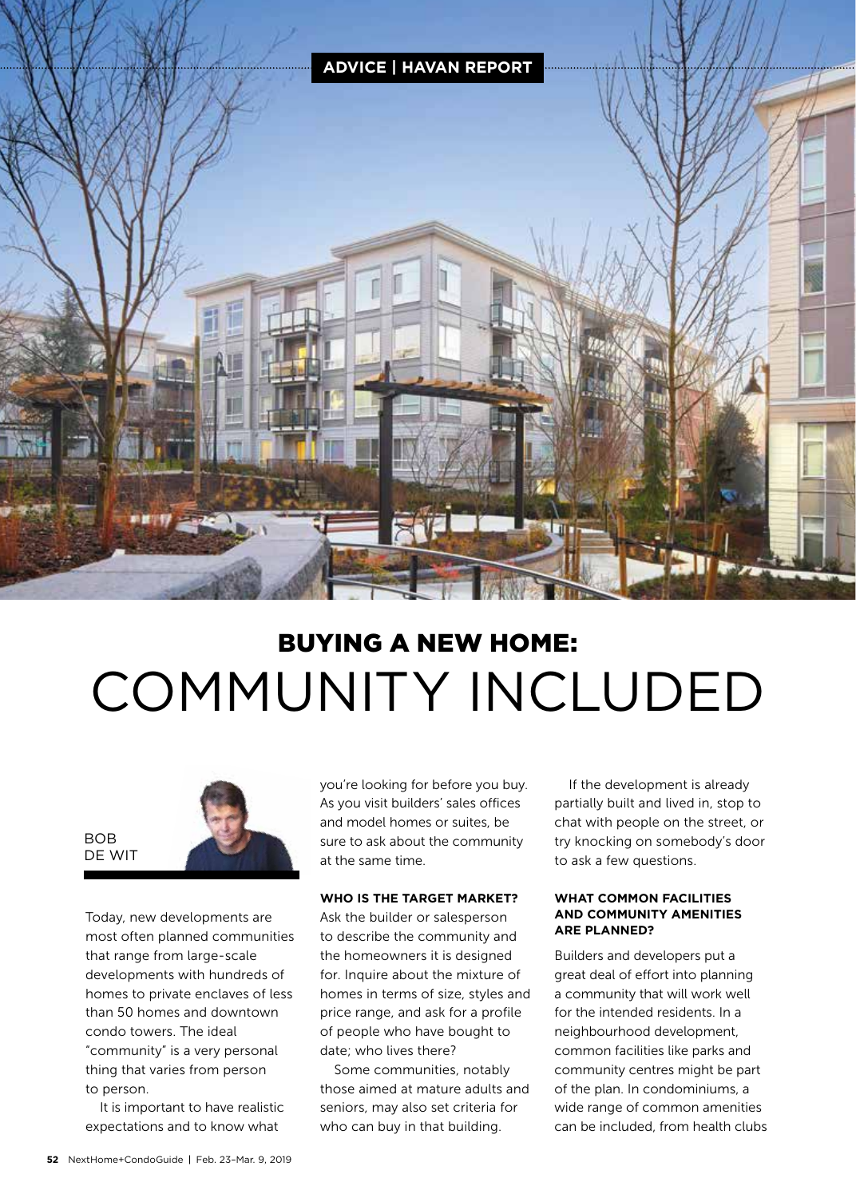ADVICE | HAVAN REPORT

# BUYING A NEW HOME: COMMUNITY INCLUDED

BOB DE WIT

Today, new developments are most often planned communities that range from large-scale developments with hundreds of homes to private enclaves of less than 50 homes and downtown condo towers. The ideal "community" is a very personal thing that varies from person to person.

It is important to have realistic expectations and to know what you're looking for before you buy. As you visit builders' sales offices and model homes or suites, be sure to ask about the community at the same time.

**WHO IS THE TARGET MARKET?**

Ask the builder or salesperson to describe the community and the homeowners it is designed for. Inquire about the mixture of homes in terms of size, styles and price range, and ask for a profile of people who have bought to date; who lives there?

Some communities, notably those aimed at mature adults and seniors, may also set criteria for who can buy in that building.

If the development is already partially built and lived in, stop to chat with people on the street, or try knocking on somebody's door to ask a few questions.

**WHAT COMMON FACILITIES AND COMMUNITY AMENITIES ARE PLANNED?**

Builders and developers put a great deal of effort into planning a community that will work well for the intended residents. In a neighbourhood development, common facilities like parks and community centres might be part of the plan. In condominiums, a wide range of common amenities can be included, from health clubs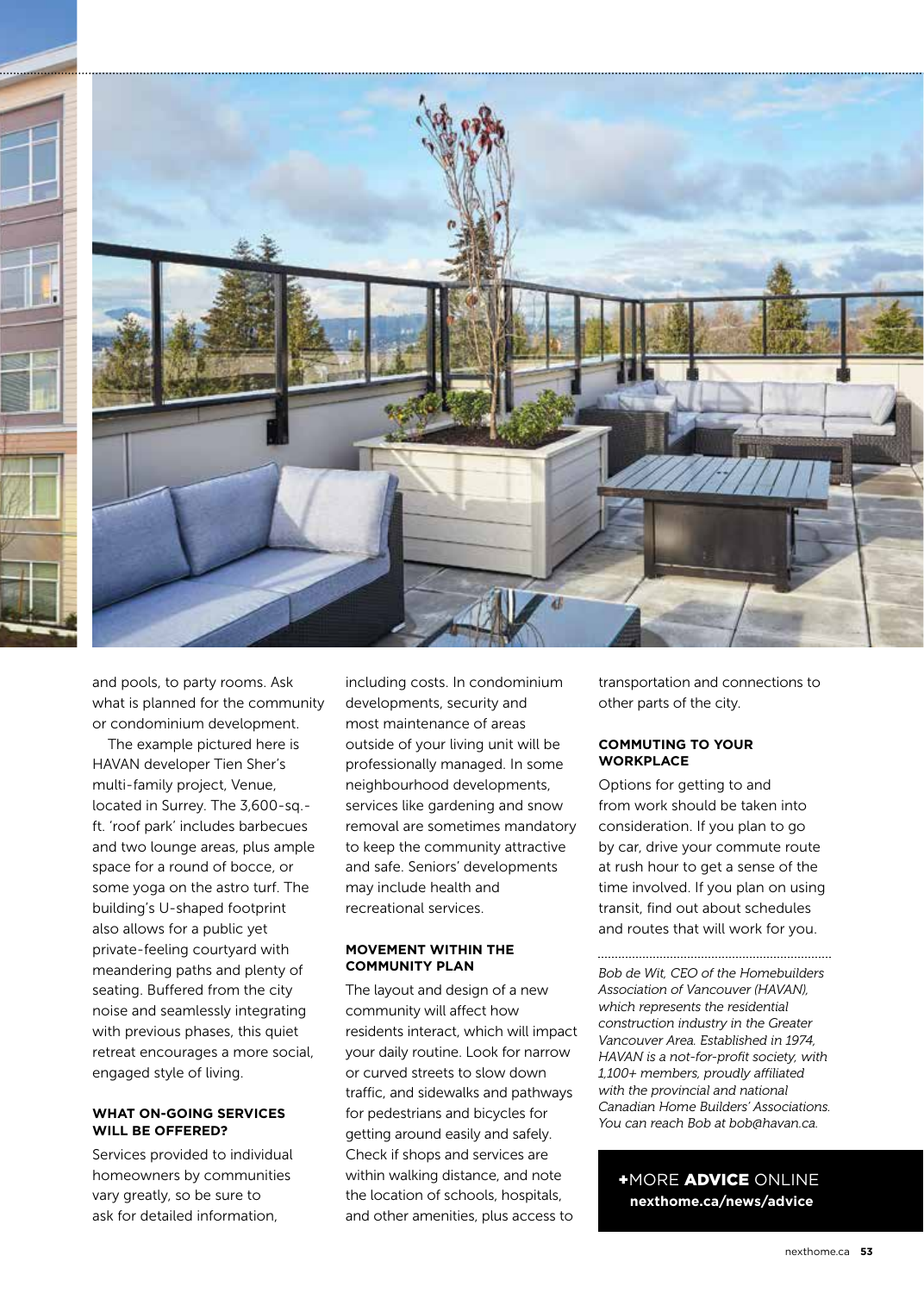and pools, to party rooms. Ask what is planned for the community or condominium development.

The example pictured here is HAVAN developer Tien Sher's multi-family project, Venue, located in Surrey. The 3,600-sq.-ft. 'roof park' includes barbecues and two lounge areas, plus ample space for a round of bocce, or some yoga on the astro turf. The building's U-shaped footprint also allows for a public yet private-feeling courtyard with meandering paths and plenty of seating. Buffered from the city noise and seamlessly integrating with previous phases, this quiet retreat encourages a more social, engaged style of living.

**WHAT ON-GOING SERVICES WILL BE OFFERED?**

Services provided to individual homeowners by communities vary greatly, so be sure to ask for detailed information, including costs. In condominium developments, security and most maintenance of areas outside of your living unit will be professionally managed. In some neighbourhood developments, services like gardening and snow removal are sometimes mandatory to keep the community attractive and safe. Seniors' developments may include health and recreational services.

**MOVEMENT WITHIN THE COMMUNITY PLAN**

The layout and design of a new community will affect how residents interact, which will impact your daily routine. Look for narrow or curved streets to slow down traffic, and sidewalks and pathways for pedestrians and bicycles for getting around easily and safely. Check if shops and services are within walking distance, and note the location of schools, hospitals, and other amenities, plus access to transportation and connections to other parts of the city.

**COMMUTING TO YOUR WORKPLACE**

Options for getting to and from work should be taken into consideration. If you plan to go by car, drive your commute route at rush hour to get a sense of the time involved. If you plan on using transit, find out about schedules and routes that will work for you.

*Bob de Wit, CEO of the Homebuilders Association of Vancouver (HAVAN), which represents the residential construction industry in the Greater Vancouver Area. Established in 1974, HAVAN is a not-for-profit society, with 1,100+ members, proudly affiliated with the provincial and national Canadian Home Builders' Associations. You can reach Bob at bob@havan.ca.*

+MORE **ADVICE** ONLINE
**nexthome.ca/news/advice**